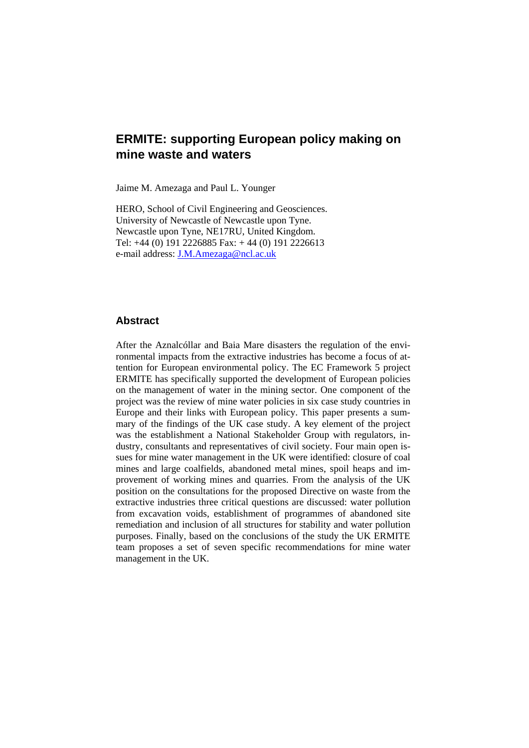# ERMITE: supporting European policy making on mine waste and waters

Jaime M. Amezaga and Paul L. Younger

HERO, School of Civil Engineering and Geosciences.
University of Newcastle of Newcastle upon Tyne.
Newcastle upon Tyne, NE17RU, United Kingdom.
Tel: +44 (0) 191 2226885 Fax: + 44 (0) 191 2226613
e-mail address: J.M.Amezaga@ncl.ac.uk

## Abstract

After the Aznalcóllar and Baia Mare disasters the regulation of the environmental impacts from the extractive industries has become a focus of attention for European environmental policy. The EC Framework 5 project ERMITE has specifically supported the development of European policies on the management of water in the mining sector. One component of the project was the review of mine water policies in six case study countries in Europe and their links with European policy. This paper presents a summary of the findings of the UK case study. A key element of the project was the establishment a National Stakeholder Group with regulators, industry, consultants and representatives of civil society. Four main open issues for mine water management in the UK were identified: closure of coal mines and large coalfields, abandoned metal mines, spoil heaps and improvement of working mines and quarries. From the analysis of the UK position on the consultations for the proposed Directive on waste from the extractive industries three critical questions are discussed: water pollution from excavation voids, establishment of programmes of abandoned site remediation and inclusion of all structures for stability and water pollution purposes. Finally, based on the conclusions of the study the UK ERMITE team proposes a set of seven specific recommendations for mine water management in the UK.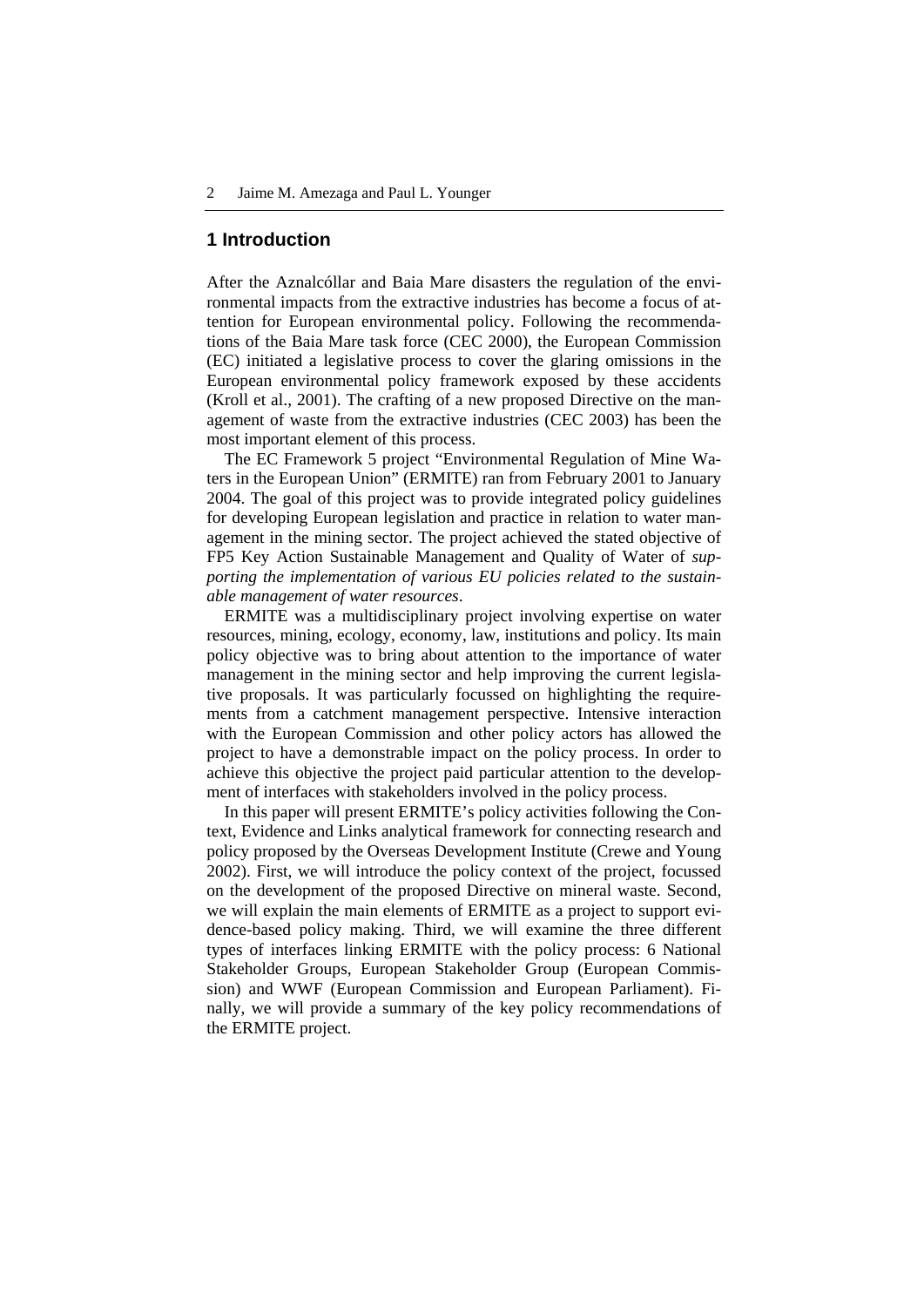## 1 Introduction

After the Aznalcóllar and Baia Mare disasters the regulation of the environmental impacts from the extractive industries has become a focus of attention for European environmental policy. Following the recommendations of the Baia Mare task force (CEC 2000), the European Commission (EC) initiated a legislative process to cover the glaring omissions in the European environmental policy framework exposed by these accidents (Kroll et al., 2001). The crafting of a new proposed Directive on the management of waste from the extractive industries (CEC 2003) has been the most important element of this process.

The EC Framework 5 project "Environmental Regulation of Mine Waters in the European Union" (ERMITE) ran from February 2001 to January 2004. The goal of this project was to provide integrated policy guidelines for developing European legislation and practice in relation to water management in the mining sector. The project achieved the stated objective of FP5 Key Action Sustainable Management and Quality of Water of *supporting the implementation of various EU policies related to the sustainable management of water resources*.

ERMITE was a multidisciplinary project involving expertise on water resources, mining, ecology, economy, law, institutions and policy. Its main policy objective was to bring about attention to the importance of water management in the mining sector and help improving the current legislative proposals. It was particularly focussed on highlighting the requirements from a catchment management perspective. Intensive interaction with the European Commission and other policy actors has allowed the project to have a demonstrable impact on the policy process. In order to achieve this objective the project paid particular attention to the development of interfaces with stakeholders involved in the policy process.

In this paper will present ERMITE's policy activities following the Context, Evidence and Links analytical framework for connecting research and policy proposed by the Overseas Development Institute (Crewe and Young 2002). First, we will introduce the policy context of the project, focussed on the development of the proposed Directive on mineral waste. Second, we will explain the main elements of ERMITE as a project to support evidence-based policy making. Third, we will examine the three different types of interfaces linking ERMITE with the policy process: 6 National Stakeholder Groups, European Stakeholder Group (European Commission) and WWF (European Commission and European Parliament). Finally, we will provide a summary of the key policy recommendations of the ERMITE project.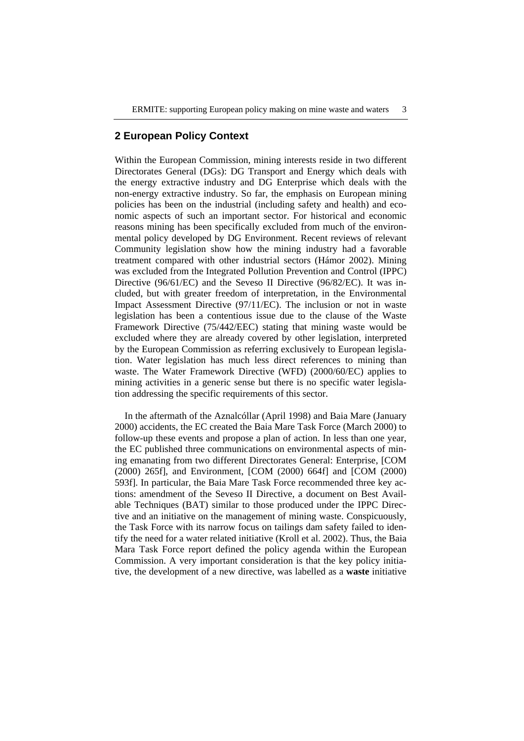## 2 European Policy Context

Within the European Commission, mining interests reside in two different Directorates General (DGs): DG Transport and Energy which deals with the energy extractive industry and DG Enterprise which deals with the non-energy extractive industry. So far, the emphasis on European mining policies has been on the industrial (including safety and health) and economic aspects of such an important sector. For historical and economic reasons mining has been specifically excluded from much of the environmental policy developed by DG Environment. Recent reviews of relevant Community legislation show how the mining industry had a favorable treatment compared with other industrial sectors (Hámor 2002). Mining was excluded from the Integrated Pollution Prevention and Control (IPPC) Directive (96/61/EC) and the Seveso II Directive (96/82/EC). It was included, but with greater freedom of interpretation, in the Environmental Impact Assessment Directive (97/11/EC). The inclusion or not in waste legislation has been a contentious issue due to the clause of the Waste Framework Directive (75/442/EEC) stating that mining waste would be excluded where they are already covered by other legislation, interpreted by the European Commission as referring exclusively to European legislation. Water legislation has much less direct references to mining than waste. The Water Framework Directive (WFD) (2000/60/EC) applies to mining activities in a generic sense but there is no specific water legislation addressing the specific requirements of this sector.

In the aftermath of the Aznalcóllar (April 1998) and Baia Mare (January 2000) accidents, the EC created the Baia Mare Task Force (March 2000) to follow-up these events and propose a plan of action. In less than one year, the EC published three communications on environmental aspects of mining emanating from two different Directorates General: Enterprise, [COM (2000) 265f], and Environment, [COM (2000) 664f] and [COM (2000) 593f]. In particular, the Baia Mare Task Force recommended three key actions: amendment of the Seveso II Directive, a document on Best Available Techniques (BAT) similar to those produced under the IPPC Directive and an initiative on the management of mining waste. Conspicuously, the Task Force with its narrow focus on tailings dam safety failed to identify the need for a water related initiative (Kroll et al. 2002). Thus, the Baia Mara Task Force report defined the policy agenda within the European Commission. A very important consideration is that the key policy initiative, the development of a new directive, was labelled as a **waste** initiative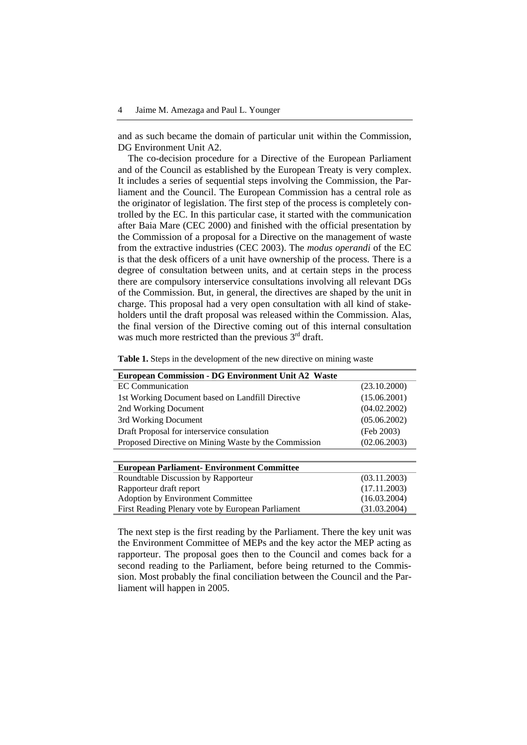and as such became the domain of particular unit within the Commission, DG Environment Unit A2.

The co-decision procedure for a Directive of the European Parliament and of the Council as established by the European Treaty is very complex. It includes a series of sequential steps involving the Commission, the Parliament and the Council. The European Commission has a central role as the originator of legislation. The first step of the process is completely controlled by the EC. In this particular case, it started with the communication after Baia Mare (CEC 2000) and finished with the official presentation by the Commission of a proposal for a Directive on the management of waste from the extractive industries (CEC 2003). The *modus operandi* of the EC is that the desk officers of a unit have ownership of the process. There is a degree of consultation between units, and at certain steps in the process there are compulsory interservice consultations involving all relevant DGs of the Commission. But, in general, the directives are shaped by the unit in charge. This proposal had a very open consultation with all kind of stakeholders until the draft proposal was released within the Commission. Alas, the final version of the Directive coming out of this internal consultation was much more restricted than the previous 3rd draft.

**Table 1.** Steps in the development of the new directive on mining waste

| **European Commission - DG Environment Unit A2 Waste** | |
|---|---|
| EC Communication | (23.10.2000) |
| 1st Working Document based on Landfill Directive | (15.06.2001) |
| 2nd Working Document | (04.02.2002) |
| 3rd Working Document | (05.06.2002) |
| Draft Proposal for interservice consulation | (Feb 2003) |
| Proposed Directive on Mining Waste by the Commission | (02.06.2003) |
| | |
| **European Parliament- Environment Committee** | |
| Roundtable Discussion by Rapporteur | (03.11.2003) |
| Rapporteur draft report | (17.11.2003) |
| Adoption by Environment Committee | (16.03.2004) |
| First Reading Plenary vote by European Parliament | (31.03.2004) |

The next step is the first reading by the Parliament. There the key unit was the Environment Committee of MEPs and the key actor the MEP acting as rapporteur. The proposal goes then to the Council and comes back for a second reading to the Parliament, before being returned to the Commission. Most probably the final conciliation between the Council and the Parliament will happen in 2005.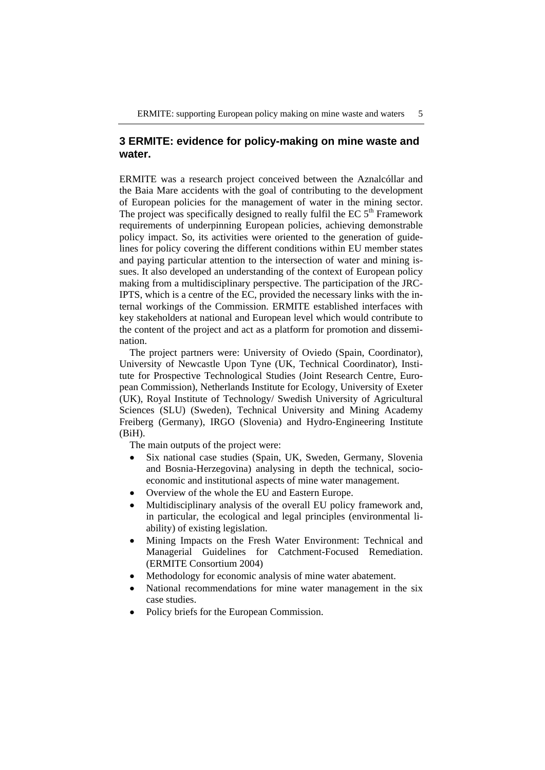## 3 ERMITE: evidence for policy-making on mine waste and water.

ERMITE was a research project conceived between the Aznalcóllar and the Baia Mare accidents with the goal of contributing to the development of European policies for the management of water in the mining sector. The project was specifically designed to really fulfil the EC 5$^{th}$ Framework requirements of underpinning European policies, achieving demonstrable policy impact. So, its activities were oriented to the generation of guidelines for policy covering the different conditions within EU member states and paying particular attention to the intersection of water and mining issues. It also developed an understanding of the context of European policy making from a multidisciplinary perspective. The participation of the JRC-IPTS, which is a centre of the EC, provided the necessary links with the internal workings of the Commission. ERMITE established interfaces with key stakeholders at national and European level which would contribute to the content of the project and act as a platform for promotion and dissemination.

The project partners were: University of Oviedo (Spain, Coordinator), University of Newcastle Upon Tyne (UK, Technical Coordinator), Institute for Prospective Technological Studies (Joint Research Centre, European Commission), Netherlands Institute for Ecology, University of Exeter (UK), Royal Institute of Technology/ Swedish University of Agricultural Sciences (SLU) (Sweden), Technical University and Mining Academy Freiberg (Germany), IRGO (Slovenia) and Hydro-Engineering Institute (BiH).

The main outputs of the project were:

- Six national case studies (Spain, UK, Sweden, Germany, Slovenia and Bosnia-Herzegovina) analysing in depth the technical, socio-economic and institutional aspects of mine water management.
- Overview of the whole the EU and Eastern Europe.
- Multidisciplinary analysis of the overall EU policy framework and, in particular, the ecological and legal principles (environmental liability) of existing legislation.
- Mining Impacts on the Fresh Water Environment: Technical and Managerial Guidelines for Catchment-Focused Remediation. (ERMITE Consortium 2004)
- Methodology for economic analysis of mine water abatement.
- National recommendations for mine water management in the six case studies.
- Policy briefs for the European Commission.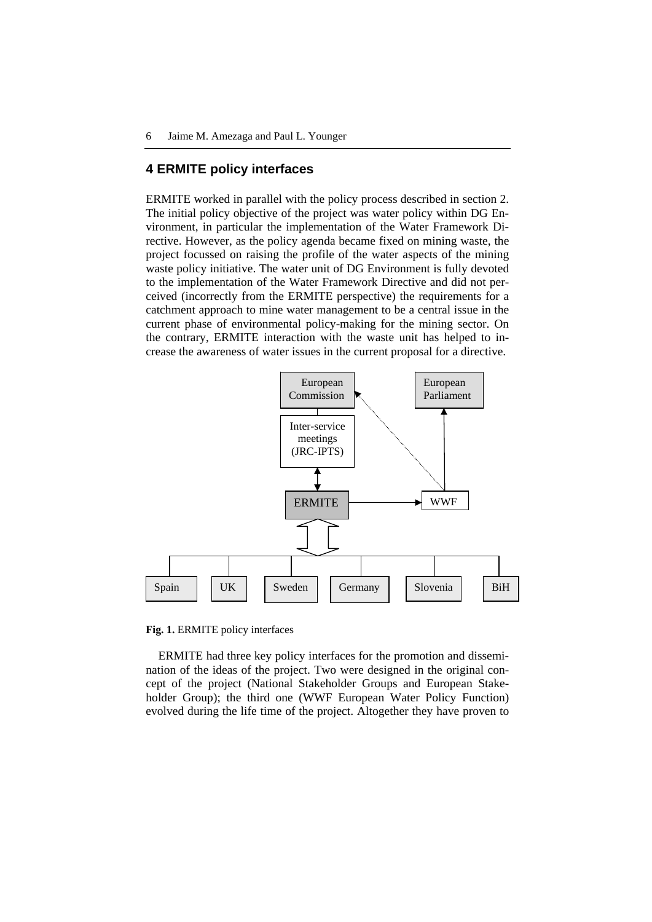## 4 ERMITE policy interfaces

ERMITE worked in parallel with the policy process described in section 2. The initial policy objective of the project was water policy within DG Environment, in particular the implementation of the Water Framework Directive. However, as the policy agenda became fixed on mining waste, the project focussed on raising the profile of the water aspects of the mining waste policy initiative. The water unit of DG Environment is fully devoted to the implementation of the Water Framework Directive and did not perceived (incorrectly from the ERMITE perspective) the requirements for a catchment approach to mine water management to be a central issue in the current phase of environmental policy-making for the mining sector. On the contrary, ERMITE interaction with the waste unit has helped to increase the awareness of water issues in the current proposal for a directive.

European Commission

European Parliament

Inter-service meetings (JRC-IPTS)

ERMITE

WWF

Spain | UK | Sweden | Germany | Slovenia | BiH

**Fig. 1.** ERMITE policy interfaces

ERMITE had three key policy interfaces for the promotion and dissemination of the ideas of the project. Two were designed in the original concept of the project (National Stakeholder Groups and European Stakeholder Group); the third one (WWF European Water Policy Function) evolved during the life time of the project. Altogether they have proven to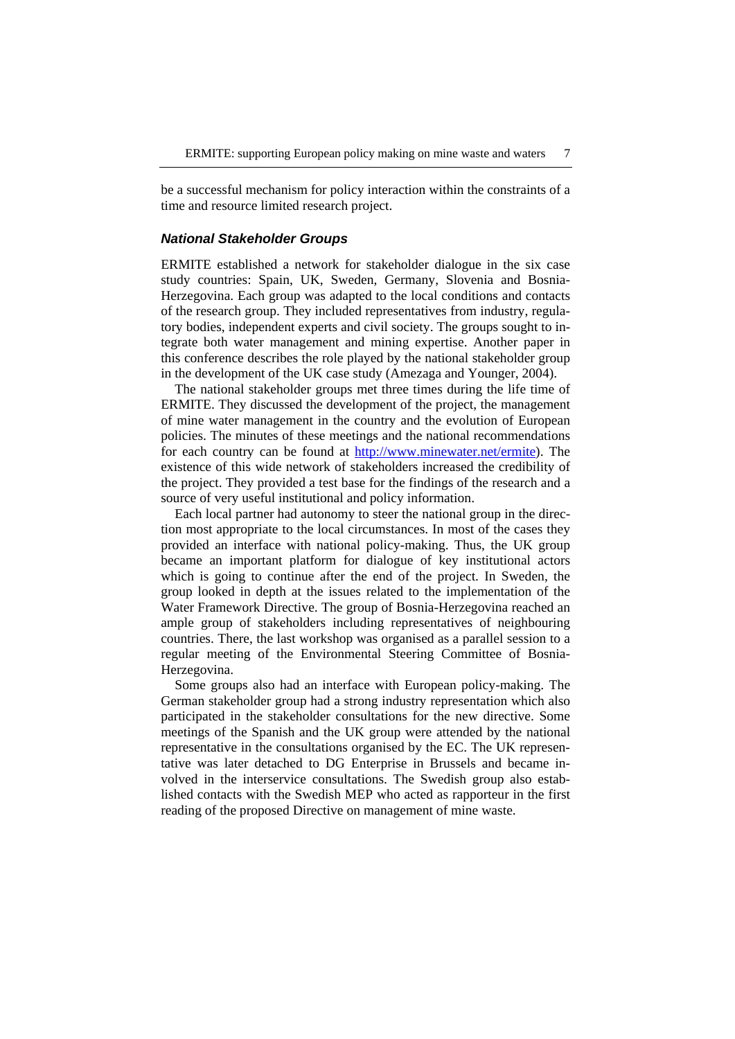be a successful mechanism for policy interaction within the constraints of a time and resource limited research project.

### *National Stakeholder Groups*

ERMITE established a network for stakeholder dialogue in the six case study countries: Spain, UK, Sweden, Germany, Slovenia and Bosnia-Herzegovina. Each group was adapted to the local conditions and contacts of the research group. They included representatives from industry, regulatory bodies, independent experts and civil society. The groups sought to integrate both water management and mining expertise. Another paper in this conference describes the role played by the national stakeholder group in the development of the UK case study (Amezaga and Younger, 2004).

The national stakeholder groups met three times during the life time of ERMITE. They discussed the development of the project, the management of mine water management in the country and the evolution of European policies. The minutes of these meetings and the national recommendations for each country can be found at http://www.minewater.net/ermite). The existence of this wide network of stakeholders increased the credibility of the project. They provided a test base for the findings of the research and a source of very useful institutional and policy information.

Each local partner had autonomy to steer the national group in the direction most appropriate to the local circumstances. In most of the cases they provided an interface with national policy-making. Thus, the UK group became an important platform for dialogue of key institutional actors which is going to continue after the end of the project. In Sweden, the group looked in depth at the issues related to the implementation of the Water Framework Directive. The group of Bosnia-Herzegovina reached an ample group of stakeholders including representatives of neighbouring countries. There, the last workshop was organised as a parallel session to a regular meeting of the Environmental Steering Committee of Bosnia-Herzegovina.

Some groups also had an interface with European policy-making. The German stakeholder group had a strong industry representation which also participated in the stakeholder consultations for the new directive. Some meetings of the Spanish and the UK group were attended by the national representative in the consultations organised by the EC. The UK representative was later detached to DG Enterprise in Brussels and became involved in the interservice consultations. The Swedish group also established contacts with the Swedish MEP who acted as rapporteur in the first reading of the proposed Directive on management of mine waste.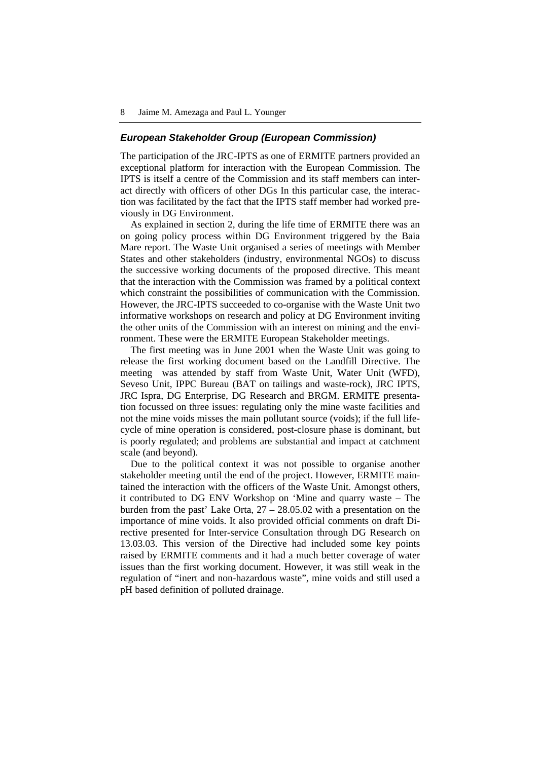### *European Stakeholder Group (European Commission)*

The participation of the JRC-IPTS as one of ERMITE partners provided an exceptional platform for interaction with the European Commission. The IPTS is itself a centre of the Commission and its staff members can interact directly with officers of other DGs In this particular case, the interaction was facilitated by the fact that the IPTS staff member had worked previously in DG Environment.

As explained in section 2, during the life time of ERMITE there was an on going policy process within DG Environment triggered by the Baia Mare report. The Waste Unit organised a series of meetings with Member States and other stakeholders (industry, environmental NGOs) to discuss the successive working documents of the proposed directive. This meant that the interaction with the Commission was framed by a political context which constraint the possibilities of communication with the Commission. However, the JRC-IPTS succeeded to co-organise with the Waste Unit two informative workshops on research and policy at DG Environment inviting the other units of the Commission with an interest on mining and the environment. These were the ERMITE European Stakeholder meetings.

The first meeting was in June 2001 when the Waste Unit was going to release the first working document based on the Landfill Directive. The meeting was attended by staff from Waste Unit, Water Unit (WFD), Seveso Unit, IPPC Bureau (BAT on tailings and waste-rock), JRC IPTS, JRC Ispra, DG Enterprise, DG Research and BRGM. ERMITE presentation focussed on three issues: regulating only the mine waste facilities and not the mine voids misses the main pollutant source (voids); if the full life-cycle of mine operation is considered, post-closure phase is dominant, but is poorly regulated; and problems are substantial and impact at catchment scale (and beyond).

Due to the political context it was not possible to organise another stakeholder meeting until the end of the project. However, ERMITE maintained the interaction with the officers of the Waste Unit. Amongst others, it contributed to DG ENV Workshop on 'Mine and quarry waste – The burden from the past' Lake Orta, 27 – 28.05.02 with a presentation on the importance of mine voids. It also provided official comments on draft Directive presented for Inter-service Consultation through DG Research on 13.03.03. This version of the Directive had included some key points raised by ERMITE comments and it had a much better coverage of water issues than the first working document. However, it was still weak in the regulation of "inert and non-hazardous waste", mine voids and still used a pH based definition of polluted drainage.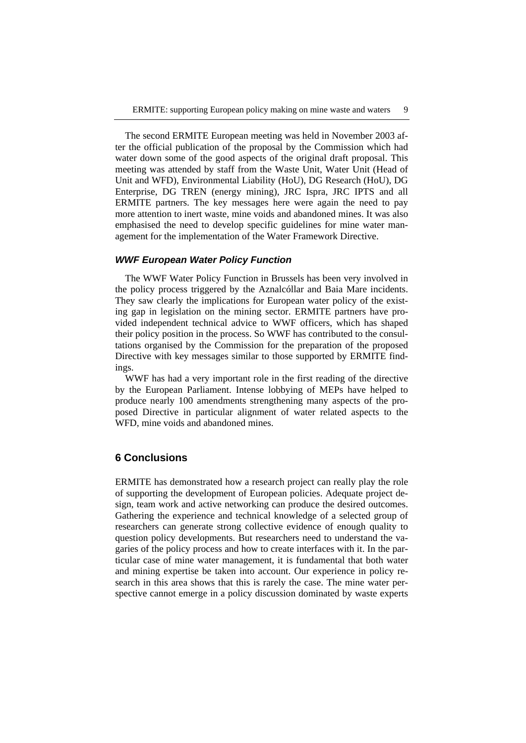The second ERMITE European meeting was held in November 2003 after the official publication of the proposal by the Commission which had water down some of the good aspects of the original draft proposal. This meeting was attended by staff from the Waste Unit, Water Unit (Head of Unit and WFD), Environmental Liability (HoU), DG Research (HoU), DG Enterprise, DG TREN (energy mining), JRC Ispra, JRC IPTS and all ERMITE partners. The key messages here were again the need to pay more attention to inert waste, mine voids and abandoned mines. It was also emphasised the need to develop specific guidelines for mine water management for the implementation of the Water Framework Directive.

### *WWF European Water Policy Function*

The WWF Water Policy Function in Brussels has been very involved in the policy process triggered by the Aznalcóllar and Baia Mare incidents. They saw clearly the implications for European water policy of the existing gap in legislation on the mining sector. ERMITE partners have provided independent technical advice to WWF officers, which has shaped their policy position in the process. So WWF has contributed to the consultations organised by the Commission for the preparation of the proposed Directive with key messages similar to those supported by ERMITE findings.

WWF has had a very important role in the first reading of the directive by the European Parliament. Intense lobbying of MEPs have helped to produce nearly 100 amendments strengthening many aspects of the proposed Directive in particular alignment of water related aspects to the WFD, mine voids and abandoned mines.

## 6 Conclusions

ERMITE has demonstrated how a research project can really play the role of supporting the development of European policies. Adequate project design, team work and active networking can produce the desired outcomes. Gathering the experience and technical knowledge of a selected group of researchers can generate strong collective evidence of enough quality to question policy developments. But researchers need to understand the vagaries of the policy process and how to create interfaces with it. In the particular case of mine water management, it is fundamental that both water and mining expertise be taken into account. Our experience in policy research in this area shows that this is rarely the case. The mine water perspective cannot emerge in a policy discussion dominated by waste experts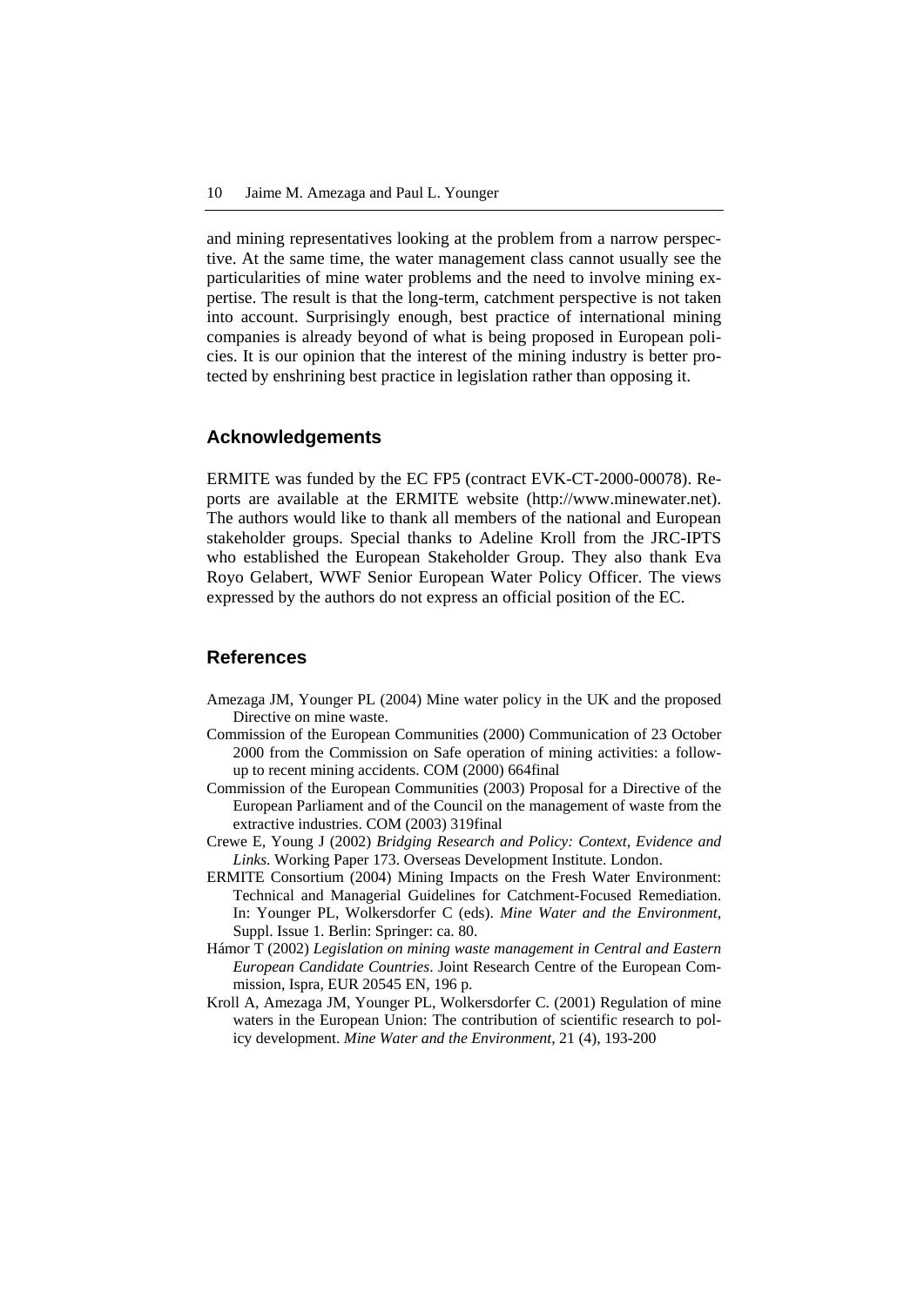and mining representatives looking at the problem from a narrow perspective. At the same time, the water management class cannot usually see the particularities of mine water problems and the need to involve mining expertise. The result is that the long-term, catchment perspective is not taken into account. Surprisingly enough, best practice of international mining companies is already beyond of what is being proposed in European policies. It is our opinion that the interest of the mining industry is better protected by enshrining best practice in legislation rather than opposing it.

## Acknowledgements

ERMITE was funded by the EC FP5 (contract EVK-CT-2000-00078). Reports are available at the ERMITE website (http://www.minewater.net). The authors would like to thank all members of the national and European stakeholder groups. Special thanks to Adeline Kroll from the JRC-IPTS who established the European Stakeholder Group. They also thank Eva Royo Gelabert, WWF Senior European Water Policy Officer. The views expressed by the authors do not express an official position of the EC.

## References

Amezaga JM, Younger PL (2004) Mine water policy in the UK and the proposed Directive on mine waste.

Commission of the European Communities (2000) Communication of 23 October 2000 from the Commission on Safe operation of mining activities: a follow-up to recent mining accidents. COM (2000) 664final

Commission of the European Communities (2003) Proposal for a Directive of the European Parliament and of the Council on the management of waste from the extractive industries. COM (2003) 319final

Crewe E, Young J (2002) *Bridging Research and Policy: Context, Evidence and Links.* Working Paper 173. Overseas Development Institute. London.

ERMITE Consortium (2004) Mining Impacts on the Fresh Water Environment: Technical and Managerial Guidelines for Catchment-Focused Remediation. In: Younger PL, Wolkersdorfer C (eds). *Mine Water and the Environment*, Suppl. Issue 1. Berlin: Springer: ca. 80.

Hámor T (2002) *Legislation on mining waste management in Central and Eastern European Candidate Countries*. Joint Research Centre of the European Commission, Ispra, EUR 20545 EN, 196 p.

Kroll A, Amezaga JM, Younger PL, Wolkersdorfer C. (2001) Regulation of mine waters in the European Union: The contribution of scientific research to policy development. *Mine Water and the Environment*, 21 (4), 193-200